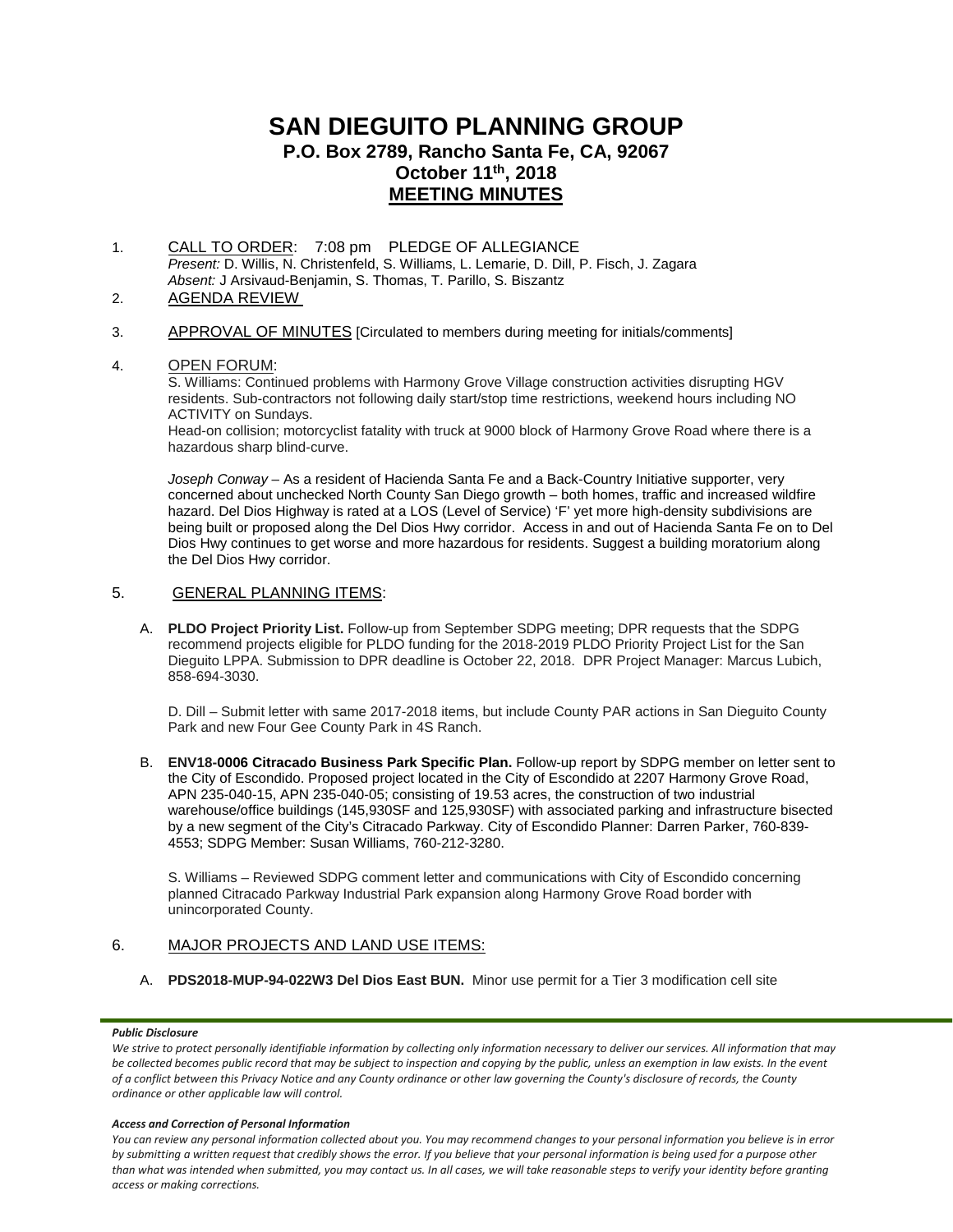# SAN DIEGUITO PLANNING GROUP

**P.O. Box 2789, Rancho Santa Fe, CA, 92067**

**October 11th, 2018**

**MEETING MINUTES**

1. CALL TO ORDER: 7:08 pm PLEDGE OF ALLEGIANCE
   *Present:* D. Willis, N. Christenfeld, S. Williams, L. Lemarie, D. Dill, P. Fisch, J. Zagara
   *Absent:* J Arsivaud-Benjamin, S. Thomas, T. Parillo, S. Biszantz
2. AGENDA REVIEW
3. APPROVAL OF MINUTES [Circulated to members during meeting for initials/comments]
4. OPEN FORUM:
   S. Williams: Continued problems with Harmony Grove Village construction activities disrupting HGV residents. Sub-contractors not following daily start/stop time restrictions, weekend hours including NO ACTIVITY on Sundays.
   Head-on collision; motorcyclist fatality with truck at 9000 block of Harmony Grove Road where there is a hazardous sharp blind-curve.

   *Joseph Conway* – As a resident of Hacienda Santa Fe and a Back-Country Initiative supporter, very concerned about unchecked North County San Diego growth – both homes, traffic and increased wildfire hazard. Del Dios Highway is rated at a LOS (Level of Service) 'F' yet more high-density subdivisions are being built or proposed along the Del Dios Hwy corridor. Access in and out of Hacienda Santa Fe on to Del Dios Hwy continues to get worse and more hazardous for residents. Suggest a building moratorium along the Del Dios Hwy corridor.

5. GENERAL PLANNING ITEMS:

   A. **PLDO Project Priority List.** Follow-up from September SDPG meeting; DPR requests that the SDPG recommend projects eligible for PLDO funding for the 2018-2019 PLDO Priority Project List for the San Dieguito LPPA. Submission to DPR deadline is October 22, 2018. DPR Project Manager: Marcus Lubich, 858-694-3030.

   D. Dill – Submit letter with same 2017-2018 items, but include County PAR actions in San Dieguito County Park and new Four Gee County Park in 4S Ranch.

   B. **ENV18-0006 Citracado Business Park Specific Plan.** Follow-up report by SDPG member on letter sent to the City of Escondido. Proposed project located in the City of Escondido at 2207 Harmony Grove Road, APN 235-040-15, APN 235-040-05; consisting of 19.53 acres, the construction of two industrial warehouse/office buildings (145,930SF and 125,930SF) with associated parking and infrastructure bisected by a new segment of the City's Citracado Parkway. City of Escondido Planner: Darren Parker, 760-839-4553; SDPG Member: Susan Williams, 760-212-3280.

   S. Williams – Reviewed SDPG comment letter and communications with City of Escondido concerning planned Citracado Parkway Industrial Park expansion along Harmony Grove Road border with unincorporated County.

6. MAJOR PROJECTS AND LAND USE ITEMS:

   A. **PDS2018-MUP-94-022W3 Del Dios East BUN.** Minor use permit for a Tier 3 modification cell site

***Public Disclosure***

*We strive to protect personally identifiable information by collecting only information necessary to deliver our services. All information that may be collected becomes public record that may be subject to inspection and copying by the public, unless an exemption in law exists. In the event of a conflict between this Privacy Notice and any County ordinance or other law governing the County's disclosure of records, the County ordinance or other applicable law will control.*

***Access and Correction of Personal Information***

*You can review any personal information collected about you. You may recommend changes to your personal information you believe is in error by submitting a written request that credibly shows the error. If you believe that your personal information is being used for a purpose other than what was intended when submitted, you may contact us. In all cases, we will take reasonable steps to verify your identity before granting access or making corrections.*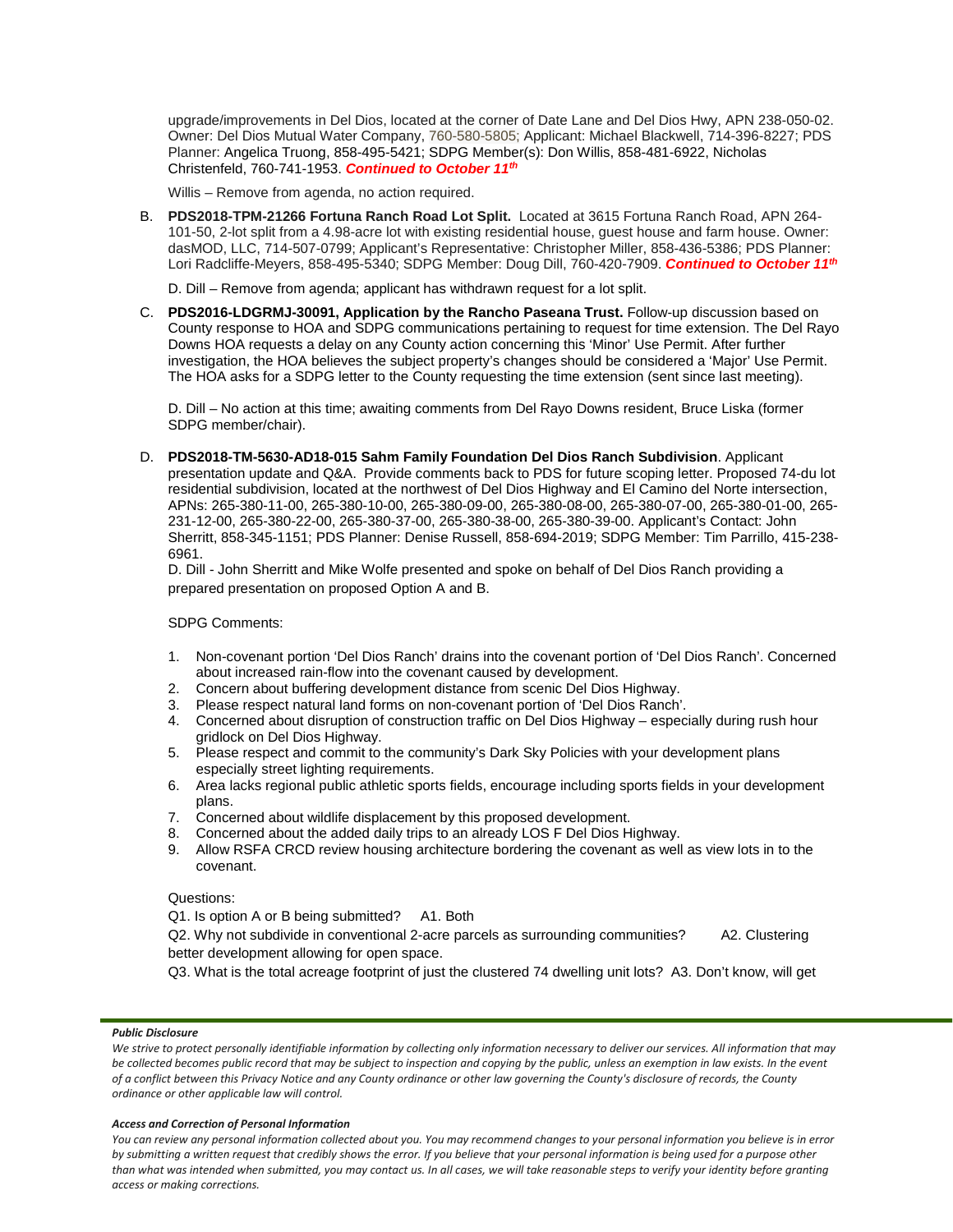upgrade/improvements in Del Dios, located at the corner of Date Lane and Del Dios Hwy, APN 238-050-02. Owner: Del Dios Mutual Water Company, 760-580-5805; Applicant: Michael Blackwell, 714-396-8227; PDS Planner: Angelica Truong, 858-495-5421; SDPG Member(s): Don Willis, 858-481-6922, Nicholas Christenfeld, 760-741-1953. ***Continued to October 11th***

Willis – Remove from agenda, no action required.

B. **PDS2018-TPM-21266 Fortuna Ranch Road Lot Split.** Located at 3615 Fortuna Ranch Road, APN 264-101-50, 2-lot split from a 4.98-acre lot with existing residential house, guest house and farm house. Owner: dasMOD, LLC, 714-507-0799; Applicant's Representative: Christopher Miller, 858-436-5386; PDS Planner: Lori Radcliffe-Meyers, 858-495-5340; SDPG Member: Doug Dill, 760-420-7909. ***Continued to October 11th***

D. Dill – Remove from agenda; applicant has withdrawn request for a lot split.

C. **PDS2016-LDGRMJ-30091, Application by the Rancho Paseana Trust.** Follow-up discussion based on County response to HOA and SDPG communications pertaining to request for time extension. The Del Rayo Downs HOA requests a delay on any County action concerning this 'Minor' Use Permit. After further investigation, the HOA believes the subject property's changes should be considered a 'Major' Use Permit. The HOA asks for a SDPG letter to the County requesting the time extension (sent since last meeting).

D. Dill – No action at this time; awaiting comments from Del Rayo Downs resident, Bruce Liska (former SDPG member/chair).

D. **PDS2018-TM-5630-AD18-015 Sahm Family Foundation Del Dios Ranch Subdivision**. Applicant presentation update and Q&A. Provide comments back to PDS for future scoping letter. Proposed 74-du lot residential subdivision, located at the northwest of Del Dios Highway and El Camino del Norte intersection, APNs: 265-380-11-00, 265-380-10-00, 265-380-09-00, 265-380-08-00, 265-380-07-00, 265-380-01-00, 265-231-12-00, 265-380-22-00, 265-380-37-00, 265-380-38-00, 265-380-39-00. Applicant's Contact: John Sherritt, 858-345-1151; PDS Planner: Denise Russell, 858-694-2019; SDPG Member: Tim Parrillo, 415-238-6961.
D. Dill - John Sherritt and Mike Wolfe presented and spoke on behalf of Del Dios Ranch providing a prepared presentation on proposed Option A and B.

SDPG Comments:

1. Non-covenant portion 'Del Dios Ranch' drains into the covenant portion of 'Del Dios Ranch'. Concerned about increased rain-flow into the covenant caused by development.
2. Concern about buffering development distance from scenic Del Dios Highway.
3. Please respect natural land forms on non-covenant portion of 'Del Dios Ranch'.
4. Concerned about disruption of construction traffic on Del Dios Highway – especially during rush hour gridlock on Del Dios Highway.
5. Please respect and commit to the community's Dark Sky Policies with your development plans especially street lighting requirements.
6. Area lacks regional public athletic sports fields, encourage including sports fields in your development plans.
7. Concerned about wildlife displacement by this proposed development.
8. Concerned about the added daily trips to an already LOS F Del Dios Highway.
9. Allow RSFA CRCD review housing architecture bordering the covenant as well as view lots in to the covenant.

Questions:

Q1. Is option A or B being submitted? A1. Both

Q2. Why not subdivide in conventional 2-acre parcels as surrounding communities? A2. Clustering better development allowing for open space.

Q3. What is the total acreage footprint of just the clustered 74 dwelling unit lots? A3. Don't know, will get

***Public Disclosure***

*We strive to protect personally identifiable information by collecting only information necessary to deliver our services. All information that may be collected becomes public record that may be subject to inspection and copying by the public, unless an exemption in law exists. In the event of a conflict between this Privacy Notice and any County ordinance or other law governing the County's disclosure of records, the County ordinance or other applicable law will control.*

***Access and Correction of Personal Information***

*You can review any personal information collected about you. You may recommend changes to your personal information you believe is in error by submitting a written request that credibly shows the error. If you believe that your personal information is being used for a purpose other than what was intended when submitted, you may contact us. In all cases, we will take reasonable steps to verify your identity before granting access or making corrections.*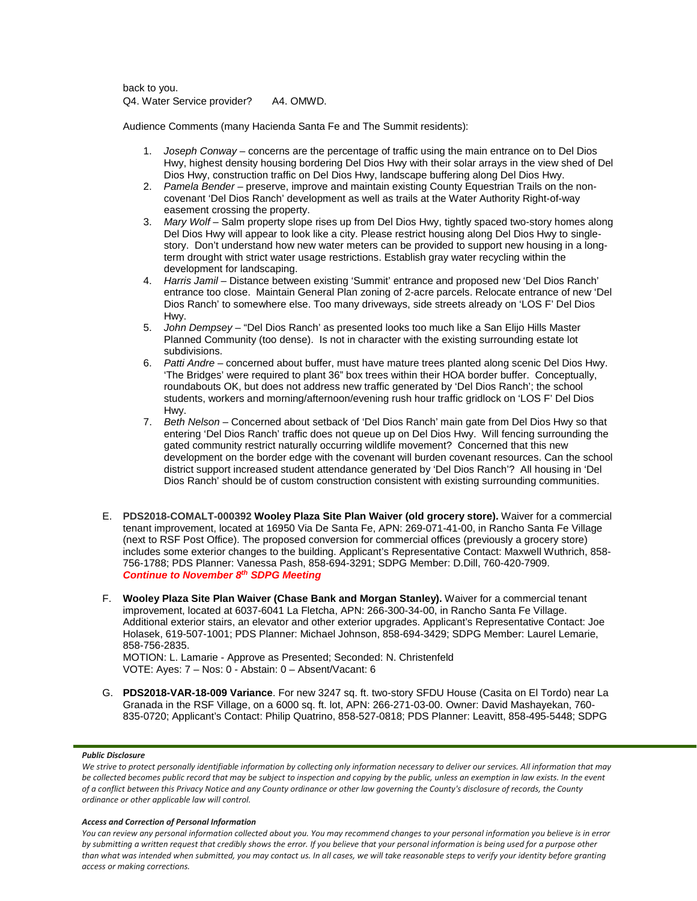back to you.
Q4. Water Service provider? A4. OMWD.

Audience Comments (many Hacienda Santa Fe and The Summit residents):

1. *Joseph Conway* – concerns are the percentage of traffic using the main entrance on to Del Dios Hwy, highest density housing bordering Del Dios Hwy with their solar arrays in the view shed of Del Dios Hwy, construction traffic on Del Dios Hwy, landscape buffering along Del Dios Hwy.
2. *Pamela Bender* – preserve, improve and maintain existing County Equestrian Trails on the non-covenant 'Del Dios Ranch' development as well as trails at the Water Authority Right-of-way easement crossing the property.
3. *Mary Wolf* – Salm property slope rises up from Del Dios Hwy, tightly spaced two-story homes along Del Dios Hwy will appear to look like a city. Please restrict housing along Del Dios Hwy to single-story. Don't understand how new water meters can be provided to support new housing in a long-term drought with strict water usage restrictions. Establish gray water recycling within the development for landscaping.
4. *Harris Jamil* – Distance between existing 'Summit' entrance and proposed new 'Del Dios Ranch' entrance too close. Maintain General Plan zoning of 2-acre parcels. Relocate entrance of new 'Del Dios Ranch' to somewhere else. Too many driveways, side streets already on 'LOS F' Del Dios Hwy.
5. *John Dempsey* – "Del Dios Ranch' as presented looks too much like a San Elijo Hills Master Planned Community (too dense). Is not in character with the existing surrounding estate lot subdivisions.
6. *Patti Andre* – concerned about buffer, must have mature trees planted along scenic Del Dios Hwy. 'The Bridges' were required to plant 36" box trees within their HOA border buffer. Conceptually, roundabouts OK, but does not address new traffic generated by 'Del Dios Ranch'; the school students, workers and morning/afternoon/evening rush hour traffic gridlock on 'LOS F' Del Dios Hwy.
7. *Beth Nelson* – Concerned about setback of 'Del Dios Ranch' main gate from Del Dios Hwy so that entering 'Del Dios Ranch' traffic does not queue up on Del Dios Hwy. Will fencing surrounding the gated community restrict naturally occurring wildlife movement? Concerned that this new development on the border edge with the covenant will burden covenant resources. Can the school district support increased student attendance generated by 'Del Dios Ranch'? All housing in 'Del Dios Ranch' should be of custom construction consistent with existing surrounding communities.

E. **PDS2018-COMALT-000392 Wooley Plaza Site Plan Waiver (old grocery store).** Waiver for a commercial tenant improvement, located at 16950 Via De Santa Fe, APN: 269-071-41-00, in Rancho Santa Fe Village (next to RSF Post Office). The proposed conversion for commercial offices (previously a grocery store) includes some exterior changes to the building. Applicant's Representative Contact: Maxwell Wuthrich, 858-756-1788; PDS Planner: Vanessa Pash, 858-694-3291; SDPG Member: D.Dill, 760-420-7909.
***Continue to November 8th SDPG Meeting***

F. **Wooley Plaza Site Plan Waiver (Chase Bank and Morgan Stanley).** Waiver for a commercial tenant improvement, located at 6037-6041 La Fletcha, APN: 266-300-34-00, in Rancho Santa Fe Village. Additional exterior stairs, an elevator and other exterior upgrades. Applicant's Representative Contact: Joe Holasek, 619-507-1001; PDS Planner: Michael Johnson, 858-694-3429; SDPG Member: Laurel Lemarie, 858-756-2835.
MOTION: L. Lamarie - Approve as Presented; Seconded: N. Christenfeld
VOTE: Ayes: 7 – Nos: 0 - Abstain: 0 – Absent/Vacant: 6

G. **PDS2018-VAR-18-009 Variance**. For new 3247 sq. ft. two-story SFDU House (Casita on El Tordo) near La Granada in the RSF Village, on a 6000 sq. ft. lot, APN: 266-271-03-00. Owner: David Mashayekan, 760-835-0720; Applicant's Contact: Philip Quatrino, 858-527-0818; PDS Planner: Leavitt, 858-495-5448; SDPG

***Public Disclosure***

*We strive to protect personally identifiable information by collecting only information necessary to deliver our services. All information that may be collected becomes public record that may be subject to inspection and copying by the public, unless an exemption in law exists. In the event of a conflict between this Privacy Notice and any County ordinance or other law governing the County's disclosure of records, the County ordinance or other applicable law will control.*

***Access and Correction of Personal Information***

*You can review any personal information collected about you. You may recommend changes to your personal information you believe is in error by submitting a written request that credibly shows the error. If you believe that your personal information is being used for a purpose other than what was intended when submitted, you may contact us. In all cases, we will take reasonable steps to verify your identity before granting access or making corrections.*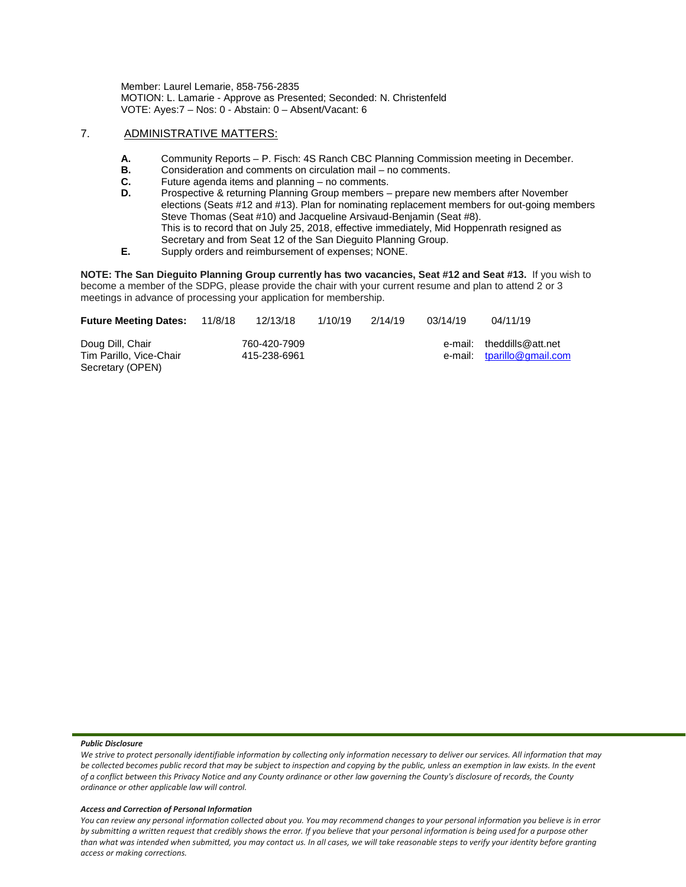Member: Laurel Lemarie, 858-756-2835
MOTION: L. Lamarie - Approve as Presented; Seconded: N. Christenfeld
VOTE: Ayes:7 – Nos: 0 - Abstain: 0 – Absent/Vacant: 6

## 7. ADMINISTRATIVE MATTERS:

**A.** Community Reports – P. Fisch: 4S Ranch CBC Planning Commission meeting in December.
**B.** Consideration and comments on circulation mail – no comments.
**C.** Future agenda items and planning – no comments.
**D.** Prospective & returning Planning Group members – prepare new members after November elections (Seats #12 and #13). Plan for nominating replacement members for out-going members Steve Thomas (Seat #10) and Jacqueline Arsivaud-Benjamin (Seat #8).
This is to record that on July 25, 2018, effective immediately, Mid Hoppenrath resigned as Secretary and from Seat 12 of the San Dieguito Planning Group.
**E.** Supply orders and reimbursement of expenses; NONE.

**NOTE: The San Dieguito Planning Group currently has two vacancies, Seat #12 and Seat #13.** If you wish to become a member of the SDPG, please provide the chair with your current resume and plan to attend 2 or 3 meetings in advance of processing your application for membership.

**Future Meeting Dates:** 11/8/18 12/13/18 1/10/19 2/14/19 03/14/19 04/11/19

| | | |
|---|---|---|
| Doug Dill, Chair | 760-420-7909 | e-mail: theddills@att.net |
| Tim Parillo, Vice-Chair | 415-238-6961 | e-mail: tparillo@gmail.com |
| Secretary (OPEN) | | |

***Public Disclosure***

*We strive to protect personally identifiable information by collecting only information necessary to deliver our services. All information that may be collected becomes public record that may be subject to inspection and copying by the public, unless an exemption in law exists. In the event of a conflict between this Privacy Notice and any County ordinance or other law governing the County's disclosure of records, the County ordinance or other applicable law will control.*

***Access and Correction of Personal Information***

*You can review any personal information collected about you. You may recommend changes to your personal information you believe is in error by submitting a written request that credibly shows the error. If you believe that your personal information is being used for a purpose other than what was intended when submitted, you may contact us. In all cases, we will take reasonable steps to verify your identity before granting access or making corrections.*